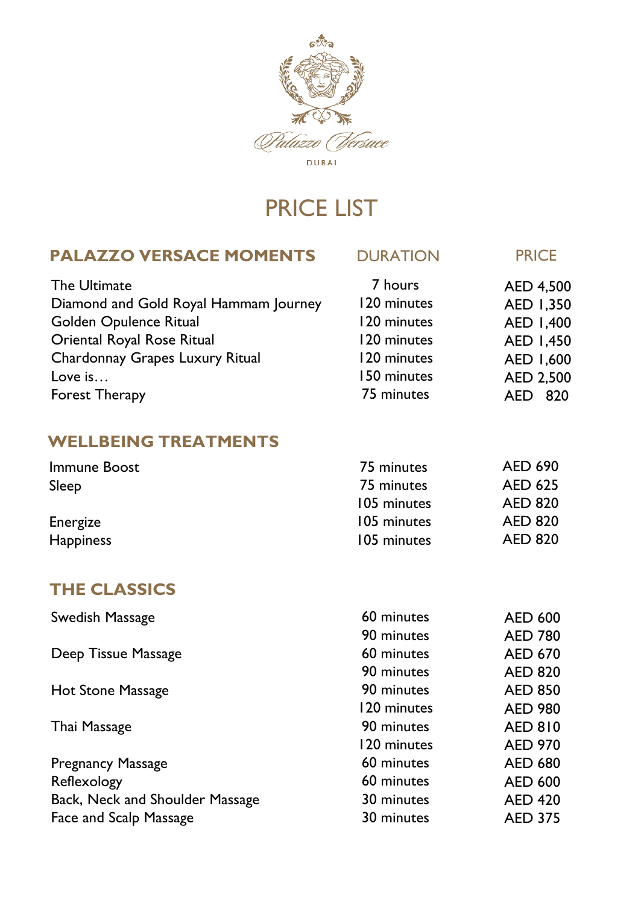Palazzo Versace

DUBAI

# PRICE LIST

| PALAZZO VERSACE MOMENTS | DURATION | PRICE |
|---|---|---|
| The Ultimate | 7 hours | AED 4,500 |
| Diamond and Gold Royal Hammam Journey | 120 minutes | AED 1,350 |
| Golden Opulence Ritual | 120 minutes | AED 1,400 |
| Oriental Royal Rose Ritual | 120 minutes | AED 1,450 |
| Chardonnay Grapes Luxury Ritual | 120 minutes | AED 1,600 |
| Love is… | 150 minutes | AED 2,500 |
| Forest Therapy | 75 minutes | AED 820 |

| WELLBEING TREATMENTS | | |
|---|---|---|
| Immune Boost | 75 minutes | AED 690 |
| Sleep | 75 minutes | AED 625 |
| | 105 minutes | AED 820 |
| Energize | 105 minutes | AED 820 |
| Happiness | 105 minutes | AED 820 |

| THE CLASSICS | | |
|---|---|---|
| Swedish Massage | 60 minutes | AED 600 |
| | 90 minutes | AED 780 |
| Deep Tissue Massage | 60 minutes | AED 670 |
| | 90 minutes | AED 820 |
| Hot Stone Massage | 90 minutes | AED 850 |
| | 120 minutes | AED 980 |
| Thai Massage | 90 minutes | AED 810 |
| | 120 minutes | AED 970 |
| Pregnancy Massage | 60 minutes | AED 680 |
| Reflexology | 60 minutes | AED 600 |
| Back, Neck and Shoulder Massage | 30 minutes | AED 420 |
| Face and Scalp Massage | 30 minutes | AED 375 |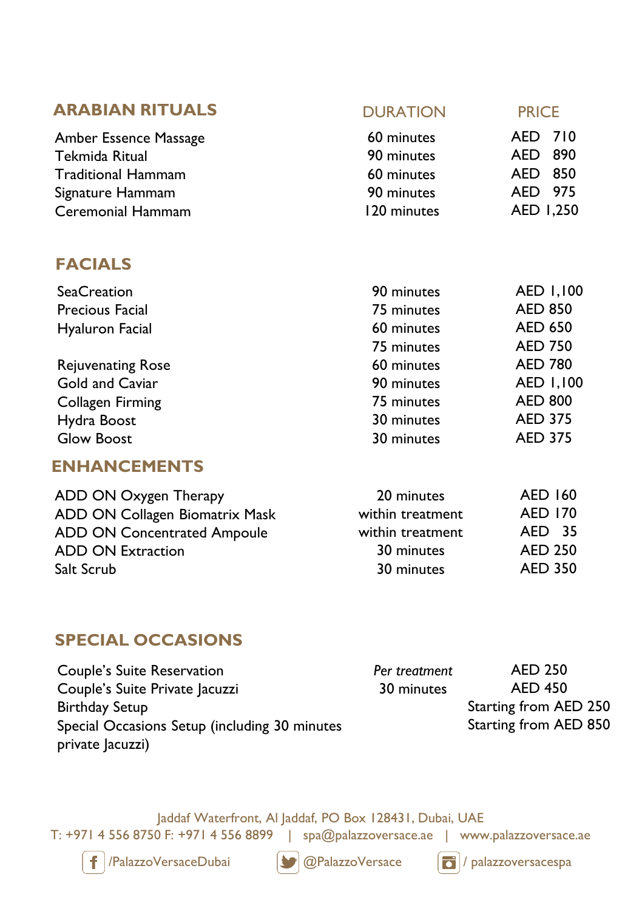| ARABIAN RITUALS | DURATION | PRICE |
|---|---|---|
| Amber Essence Massage | 60 minutes | AED 710 |
| Tekmida Ritual | 90 minutes | AED 890 |
| Traditional Hammam | 60 minutes | AED 850 |
| Signature Hammam | 90 minutes | AED 975 |
| Ceremonial Hammam | 120 minutes | AED 1,250 |

## FACIALS

| | | |
|---|---|---|
| SeaCreation | 90 minutes | AED 1,100 |
| Precious Facial | 75 minutes | AED 850 |
| Hyaluron Facial | 60 minutes | AED 650 |
| | 75 minutes | AED 750 |
| Rejuvenating Rose | 60 minutes | AED 780 |
| Gold and Caviar | 90 minutes | AED 1,100 |
| Collagen Firming | 75 minutes | AED 800 |
| Hydra Boost | 30 minutes | AED 375 |
| Glow Boost | 30 minutes | AED 375 |

## ENHANCEMENTS

| | | |
|---|---|---|
| ADD ON Oxygen Therapy | 20 minutes | AED 160 |
| ADD ON Collagen Biomatrix Mask | within treatment | AED 170 |
| ADD ON Concentrated Ampoule | within treatment | AED 35 |
| ADD ON Extraction | 30 minutes | AED 250 |
| Salt Scrub | 30 minutes | AED 350 |

## SPECIAL OCCASIONS

| | | |
|---|---|---|
| Couple's Suite Reservation | *Per treatment* | AED 250 |
| Couple's Suite Private Jacuzzi | 30 minutes | AED 450 |
| Birthday Setup | | Starting from AED 250 |
| Special Occasions Setup (including 30 minutes private Jacuzzi) | | Starting from AED 850 |

Jaddaf Waterfront, Al Jaddaf, PO Box 128431, Dubai, UAE

T: +971 4 556 8750 F: +971 4 556 8899 | spa@palazzoversace.ae | www.palazzoversace.ae

/PalazzoVersaceDubai @PalazzoVersace / palazzoversacespa